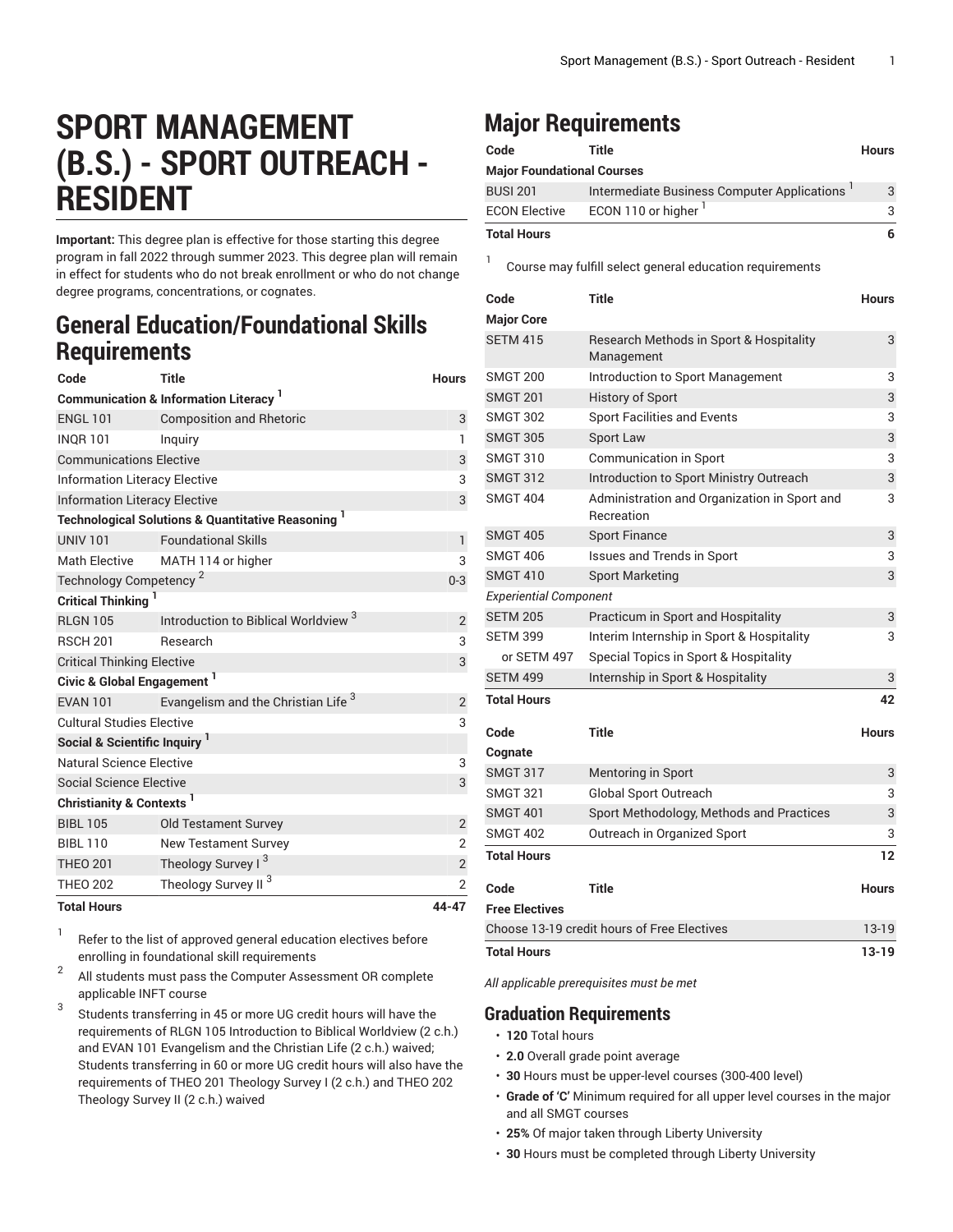# SPORT MANAGEMENT (B.S.) - SPORT OUTREACH - RESIDENT

**Important:** This degree plan is effective for those starting this degree program in fall 2022 through summer 2023. This degree plan will remain in effect for students who do not break enrollment or who do not change degree programs, concentrations, or cognates.

## General Education/Foundational Skills Requirements

| Code | Title | Hours |
|---|---|---|
| **Communication & Information Literacy** [1] | | |
| ENGL 101 | Composition and Rhetoric | 3 |
| INQR 101 | Inquiry | 1 |
| Communications Elective | | 3 |
| Information Literacy Elective | | 3 |
| Information Literacy Elective | | 3 |
| **Technological Solutions & Quantitative Reasoning** [1] | | |
| UNIV 101 | Foundational Skills | 1 |
| Math Elective | MATH 114 or higher | 3 |
| Technology Competency [2] | | 0-3 |
| **Critical Thinking** [1] | | |
| RLGN 105 | Introduction to Biblical Worldview [3] | 2 |
| RSCH 201 | Research | 3 |
| Critical Thinking Elective | | 3 |
| **Civic & Global Engagement** [1] | | |
| EVAN 101 | Evangelism and the Christian Life [3] | 2 |
| Cultural Studies Elective | | 3 |
| **Social & Scientific Inquiry** [1] | | |
| Natural Science Elective | | 3 |
| Social Science Elective | | 3 |
| **Christianity & Contexts** [1] | | |
| BIBL 105 | Old Testament Survey | 2 |
| BIBL 110 | New Testament Survey | 2 |
| THEO 201 | Theology Survey I [3] | 2 |
| THEO 202 | Theology Survey II [3] | 2 |
| **Total Hours** | | **44-47** |

1. Refer to the list of approved general education electives before enrolling in foundational skill requirements
2. All students must pass the Computer Assessment OR complete applicable INFT course
3. Students transferring in 45 or more UG credit hours will have the requirements of RLGN 105 Introduction to Biblical Worldview (2 c.h.) and EVAN 101 Evangelism and the Christian Life (2 c.h.) waived; Students transferring in 60 or more UG credit hours will also have the requirements of THEO 201 Theology Survey I (2 c.h.) and THEO 202 Theology Survey II (2 c.h.) waived

## Major Requirements

| Code | Title | Hours |
|---|---|---|
| **Major Foundational Courses** | | |
| BUSI 201 | Intermediate Business Computer Applications [1] | 3 |
| ECON Elective | ECON 110 or higher [1] | 3 |
| **Total Hours** | | **6** |

1. Course may fulfill select general education requirements

| Code | Title | Hours |
|---|---|---|
| **Major Core** | | |
| SETM 415 | Research Methods in Sport & Hospitality Management | 3 |
| SMGT 200 | Introduction to Sport Management | 3 |
| SMGT 201 | History of Sport | 3 |
| SMGT 302 | Sport Facilities and Events | 3 |
| SMGT 305 | Sport Law | 3 |
| SMGT 310 | Communication in Sport | 3 |
| SMGT 312 | Introduction to Sport Ministry Outreach | 3 |
| SMGT 404 | Administration and Organization in Sport and Recreation | 3 |
| SMGT 405 | Sport Finance | 3 |
| SMGT 406 | Issues and Trends in Sport | 3 |
| SMGT 410 | Sport Marketing | 3 |
| *Experiential Component* | | |
| SETM 205 | Practicum in Sport and Hospitality | 3 |
| SETM 399 | Interim Internship in Sport & Hospitality | 3 |
| or SETM 497 | Special Topics in Sport & Hospitality | |
| SETM 499 | Internship in Sport & Hospitality | 3 |
| **Total Hours** | | **42** |

| Code | Title | Hours |
|---|---|---|
| **Cognate** | | |
| SMGT 317 | Mentoring in Sport | 3 |
| SMGT 321 | Global Sport Outreach | 3 |
| SMGT 401 | Sport Methodology, Methods and Practices | 3 |
| SMGT 402 | Outreach in Organized Sport | 3 |
| **Total Hours** | | **12** |

| Code | Title | Hours |
|---|---|---|
| **Free Electives** | | |
| Choose 13-19 credit hours of Free Electives | | 13-19 |
| **Total Hours** | | **13-19** |

*All applicable prerequisites must be met*

### Graduation Requirements

- **120** Total hours
- **2.0** Overall grade point average
- **30** Hours must be upper-level courses (300-400 level)
- **Grade of 'C'** Minimum required for all upper level courses in the major and all SMGT courses
- **25%** Of major taken through Liberty University
- **30** Hours must be completed through Liberty University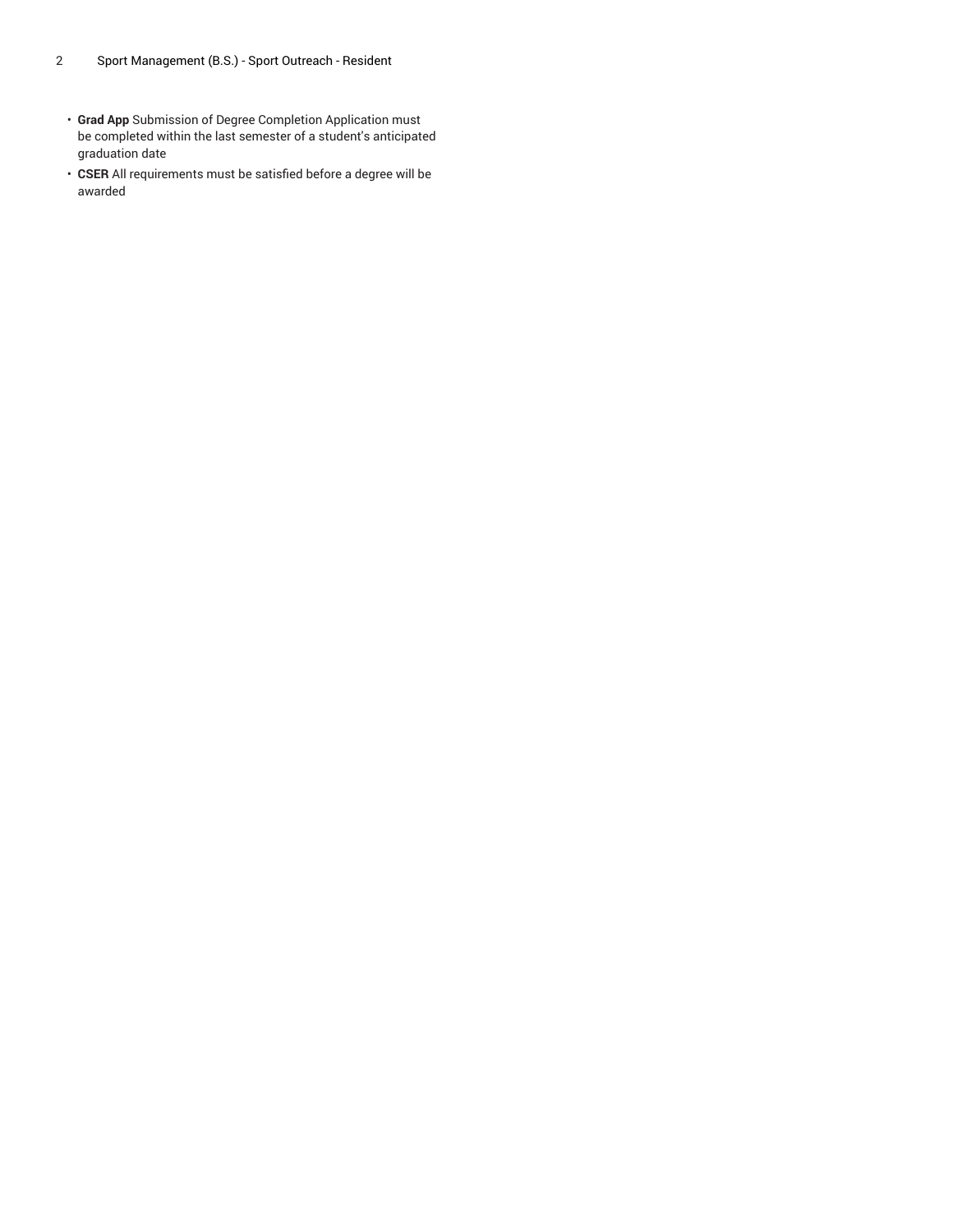- **Grad App** Submission of Degree Completion Application must be completed within the last semester of a student's anticipated graduation date
- **CSER** All requirements must be satisfied before a degree will be awarded